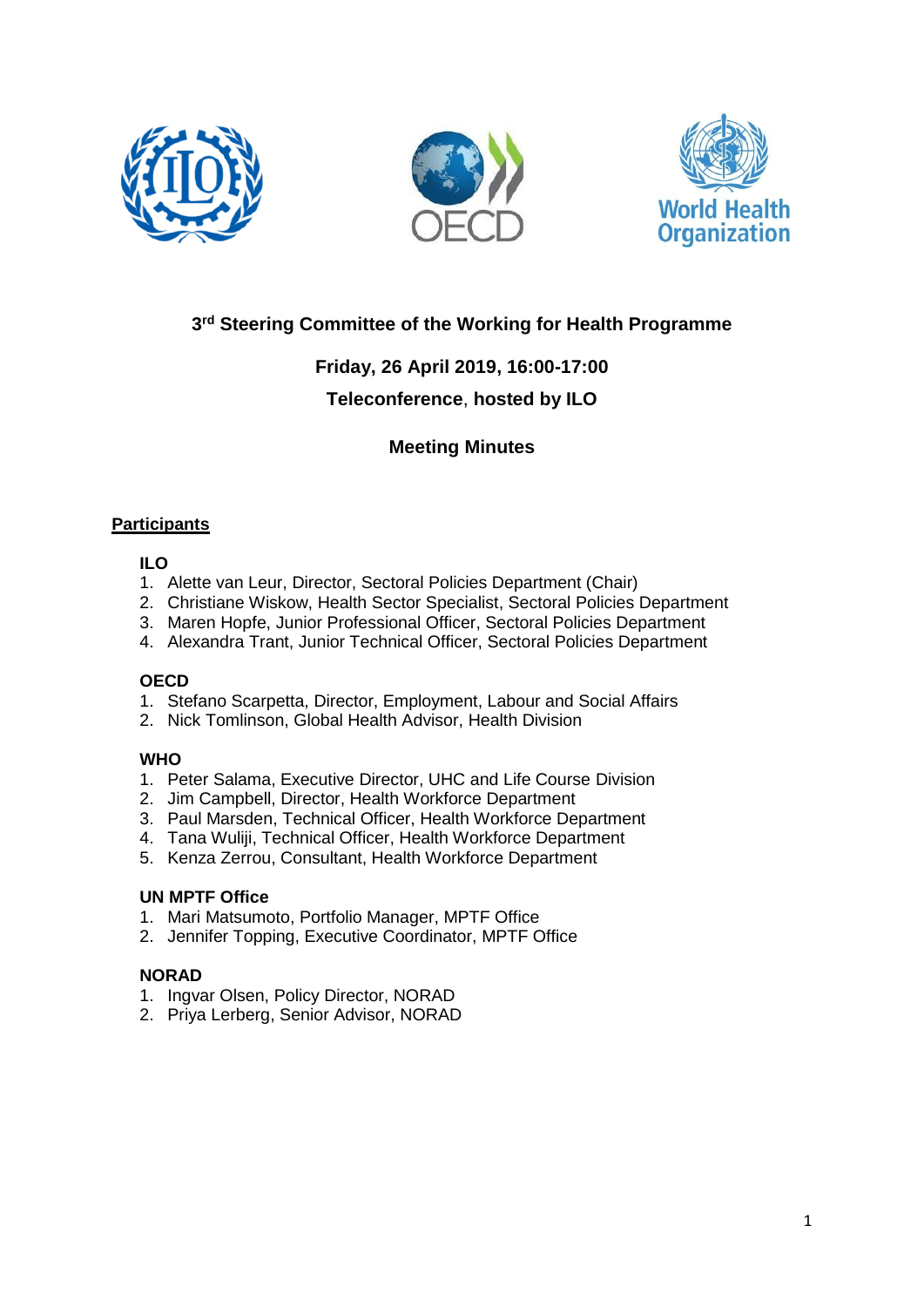# 3rd Steering Committee of the Working for Health Programme

**Friday, 26 April 2019, 16:00-17:00**

**Teleconference, hosted by ILO**

**Meeting Minutes**

## Participants

**ILO**

1. Alette van Leur, Director, Sectoral Policies Department (Chair)
2. Christiane Wiskow, Health Sector Specialist, Sectoral Policies Department
3. Maren Hopfe, Junior Professional Officer, Sectoral Policies Department
4. Alexandra Trant, Junior Technical Officer, Sectoral Policies Department

**OECD**

1. Stefano Scarpetta, Director, Employment, Labour and Social Affairs
2. Nick Tomlinson, Global Health Advisor, Health Division

**WHO**

1. Peter Salama, Executive Director, UHC and Life Course Division
2. Jim Campbell, Director, Health Workforce Department
3. Paul Marsden, Technical Officer, Health Workforce Department
4. Tana Wuliji, Technical Officer, Health Workforce Department
5. Kenza Zerrou, Consultant, Health Workforce Department

**UN MPTF Office**

1. Mari Matsumoto, Portfolio Manager, MPTF Office
2. Jennifer Topping, Executive Coordinator, MPTF Office

**NORAD**

1. Ingvar Olsen, Policy Director, NORAD
2. Priya Lerberg, Senior Advisor, NORAD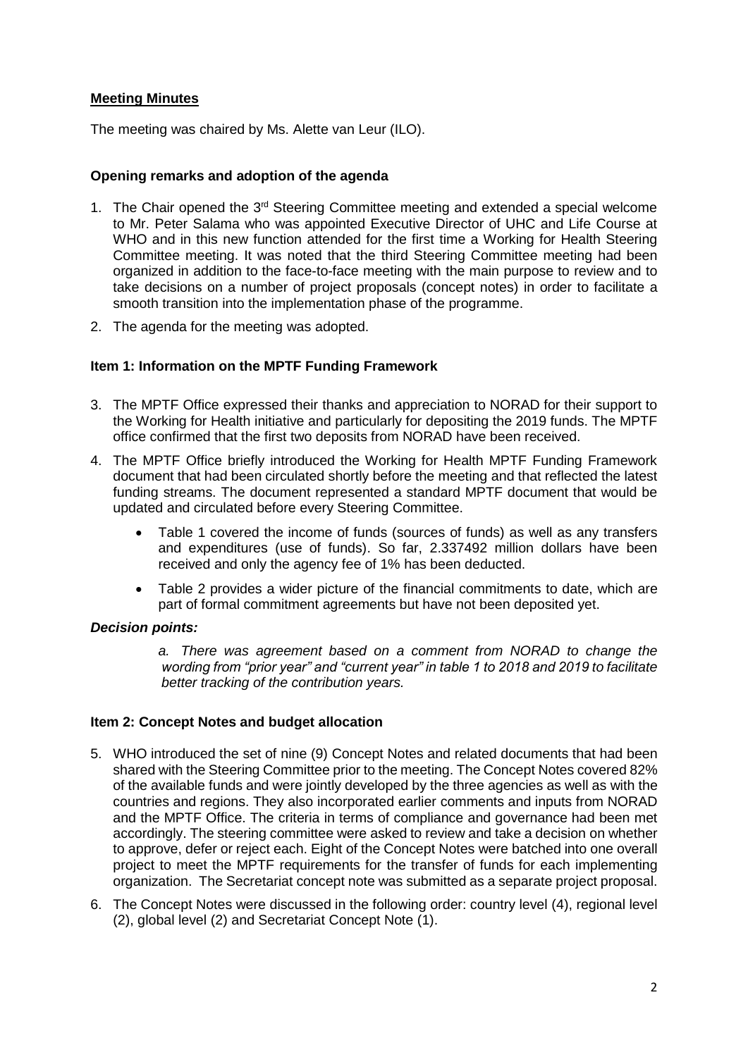## **Meeting Minutes**

The meeting was chaired by Ms. Alette van Leur (ILO).

### **Opening remarks and adoption of the agenda**

1. The Chair opened the 3rd Steering Committee meeting and extended a special welcome to Mr. Peter Salama who was appointed Executive Director of UHC and Life Course at WHO and in this new function attended for the first time a Working for Health Steering Committee meeting. It was noted that the third Steering Committee meeting had been organized in addition to the face-to-face meeting with the main purpose to review and to take decisions on a number of project proposals (concept notes) in order to facilitate a smooth transition into the implementation phase of the programme.
2. The agenda for the meeting was adopted.

### **Item 1: Information on the MPTF Funding Framework**

3. The MPTF Office expressed their thanks and appreciation to NORAD for their support to the Working for Health initiative and particularly for depositing the 2019 funds. The MPTF office confirmed that the first two deposits from NORAD have been received.
4. The MPTF Office briefly introduced the Working for Health MPTF Funding Framework document that had been circulated shortly before the meeting and that reflected the latest funding streams. The document represented a standard MPTF document that would be updated and circulated before every Steering Committee.
   - Table 1 covered the income of funds (sources of funds) as well as any transfers and expenditures (use of funds). So far, 2.337492 million dollars have been received and only the agency fee of 1% has been deducted.
   - Table 2 provides a wider picture of the financial commitments to date, which are part of formal commitment agreements but have not been deposited yet.

#### ***Decision points:***

*a. There was agreement based on a comment from NORAD to change the wording from "prior year" and "current year" in table 1 to 2018 and 2019 to facilitate better tracking of the contribution years.*

### **Item 2: Concept Notes and budget allocation**

5. WHO introduced the set of nine (9) Concept Notes and related documents that had been shared with the Steering Committee prior to the meeting. The Concept Notes covered 82% of the available funds and were jointly developed by the three agencies as well as with the countries and regions. They also incorporated earlier comments and inputs from NORAD and the MPTF Office. The criteria in terms of compliance and governance had been met accordingly. The steering committee were asked to review and take a decision on whether to approve, defer or reject each. Eight of the Concept Notes were batched into one overall project to meet the MPTF requirements for the transfer of funds for each implementing organization. The Secretariat concept note was submitted as a separate project proposal.
6. The Concept Notes were discussed in the following order: country level (4), regional level (2), global level (2) and Secretariat Concept Note (1).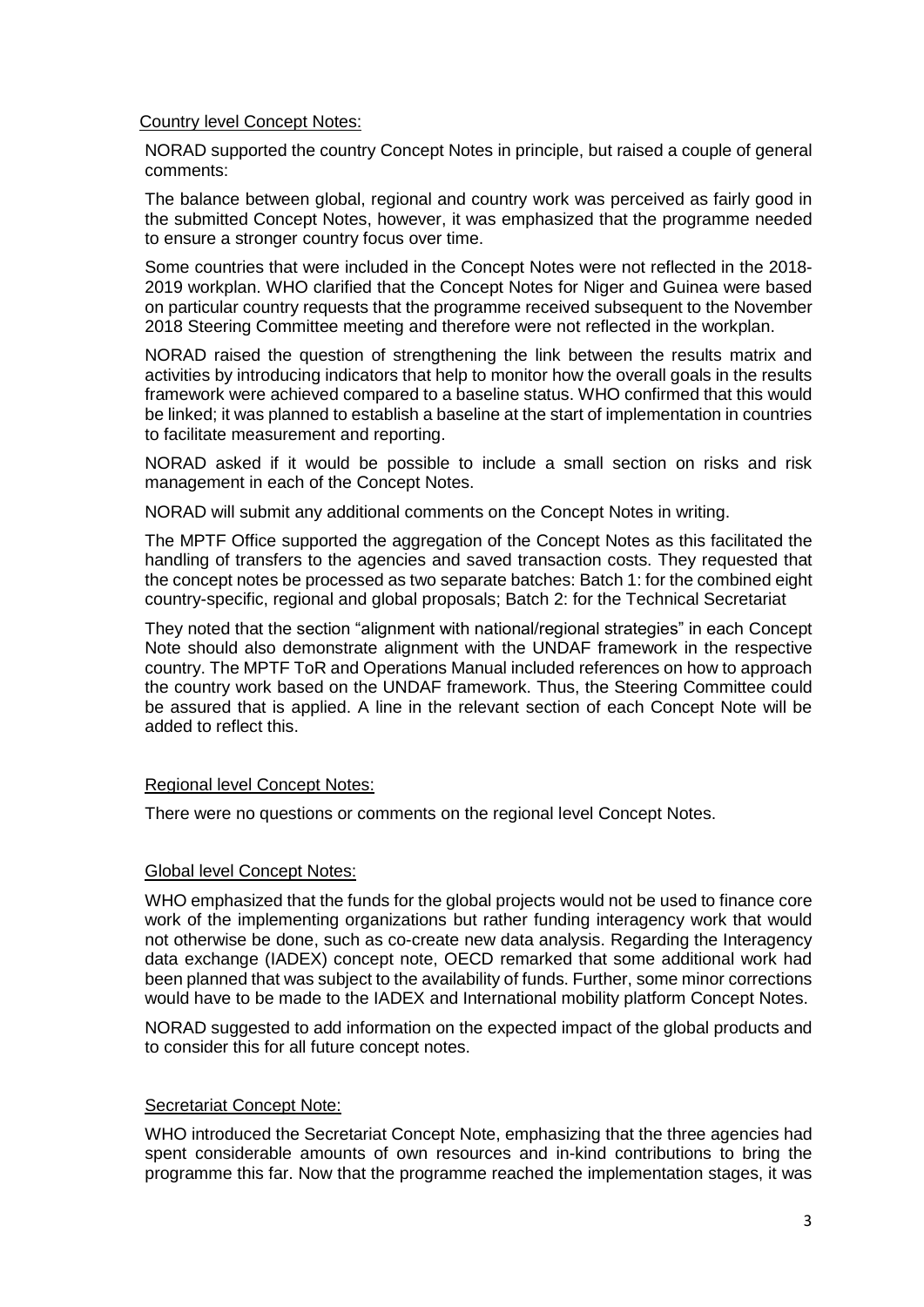Country level Concept Notes:

NORAD supported the country Concept Notes in principle, but raised a couple of general comments:

The balance between global, regional and country work was perceived as fairly good in the submitted Concept Notes, however, it was emphasized that the programme needed to ensure a stronger country focus over time.

Some countries that were included in the Concept Notes were not reflected in the 2018-2019 workplan. WHO clarified that the Concept Notes for Niger and Guinea were based on particular country requests that the programme received subsequent to the November 2018 Steering Committee meeting and therefore were not reflected in the workplan.

NORAD raised the question of strengthening the link between the results matrix and activities by introducing indicators that help to monitor how the overall goals in the results framework were achieved compared to a baseline status. WHO confirmed that this would be linked; it was planned to establish a baseline at the start of implementation in countries to facilitate measurement and reporting.

NORAD asked if it would be possible to include a small section on risks and risk management in each of the Concept Notes.

NORAD will submit any additional comments on the Concept Notes in writing.

The MPTF Office supported the aggregation of the Concept Notes as this facilitated the handling of transfers to the agencies and saved transaction costs. They requested that the concept notes be processed as two separate batches: Batch 1: for the combined eight country-specific, regional and global proposals; Batch 2: for the Technical Secretariat

They noted that the section "alignment with national/regional strategies" in each Concept Note should also demonstrate alignment with the UNDAF framework in the respective country. The MPTF ToR and Operations Manual included references on how to approach the country work based on the UNDAF framework. Thus, the Steering Committee could be assured that is applied. A line in the relevant section of each Concept Note will be added to reflect this.

Regional level Concept Notes:

There were no questions or comments on the regional level Concept Notes.

Global level Concept Notes:

WHO emphasized that the funds for the global projects would not be used to finance core work of the implementing organizations but rather funding interagency work that would not otherwise be done, such as co-create new data analysis. Regarding the Interagency data exchange (IADEX) concept note, OECD remarked that some additional work had been planned that was subject to the availability of funds. Further, some minor corrections would have to be made to the IADEX and International mobility platform Concept Notes.

NORAD suggested to add information on the expected impact of the global products and to consider this for all future concept notes.

Secretariat Concept Note:

WHO introduced the Secretariat Concept Note, emphasizing that the three agencies had spent considerable amounts of own resources and in-kind contributions to bring the programme this far. Now that the programme reached the implementation stages, it was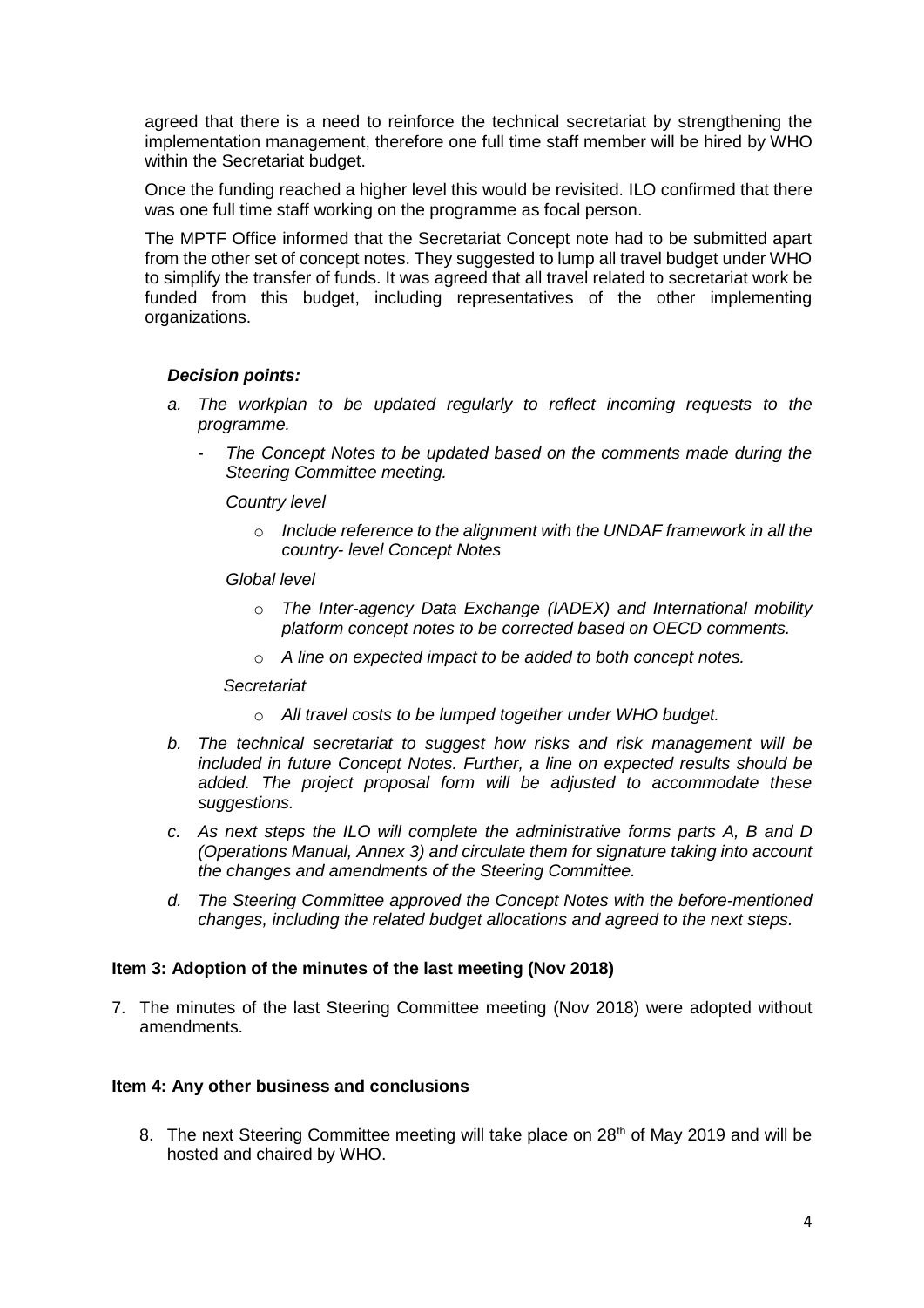agreed that there is a need to reinforce the technical secretariat by strengthening the implementation management, therefore one full time staff member will be hired by WHO within the Secretariat budget.

Once the funding reached a higher level this would be revisited. ILO confirmed that there was one full time staff working on the programme as focal person.

The MPTF Office informed that the Secretariat Concept note had to be submitted apart from the other set of concept notes. They suggested to lump all travel budget under WHO to simplify the transfer of funds. It was agreed that all travel related to secretariat work be funded from this budget, including representatives of the other implementing organizations.

***Decision points:***

*a. The workplan to be updated regularly to reflect incoming requests to the programme.*

   - *The Concept Notes to be updated based on the comments made during the Steering Committee meeting.*

     *Country level*

     - *Include reference to the alignment with the UNDAF framework in all the country- level Concept Notes*

     *Global level*

     - *The Inter-agency Data Exchange (IADEX) and International mobility platform concept notes to be corrected based on OECD comments.*
     - *A line on expected impact to be added to both concept notes.*

     *Secretariat*

     - *All travel costs to be lumped together under WHO budget.*

*b. The technical secretariat to suggest how risks and risk management will be included in future Concept Notes. Further, a line on expected results should be added. The project proposal form will be adjusted to accommodate these suggestions.*

*c. As next steps the ILO will complete the administrative forms parts A, B and D (Operations Manual, Annex 3) and circulate them for signature taking into account the changes and amendments of the Steering Committee.*

*d. The Steering Committee approved the Concept Notes with the before-mentioned changes, including the related budget allocations and agreed to the next steps.*

**Item 3: Adoption of the minutes of the last meeting (Nov 2018)**

7. The minutes of the last Steering Committee meeting (Nov 2018) were adopted without amendments.

**Item 4: Any other business and conclusions**

8. The next Steering Committee meeting will take place on 28th of May 2019 and will be hosted and chaired by WHO.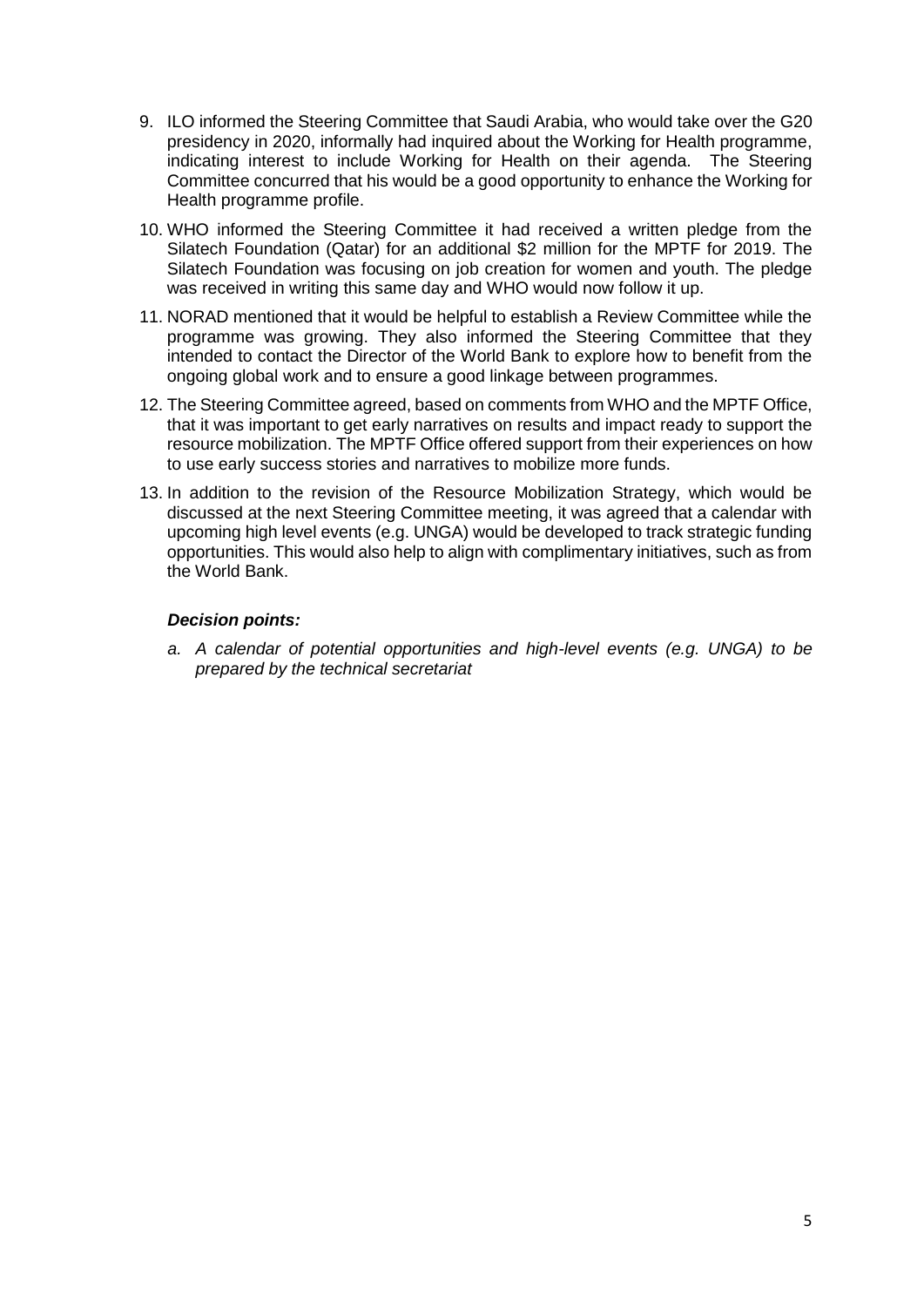9. ILO informed the Steering Committee that Saudi Arabia, who would take over the G20 presidency in 2020, informally had inquired about the Working for Health programme, indicating interest to include Working for Health on their agenda. The Steering Committee concurred that his would be a good opportunity to enhance the Working for Health programme profile.
10. WHO informed the Steering Committee it had received a written pledge from the Silatech Foundation (Qatar) for an additional $2 million for the MPTF for 2019. The Silatech Foundation was focusing on job creation for women and youth. The pledge was received in writing this same day and WHO would now follow it up.
11. NORAD mentioned that it would be helpful to establish a Review Committee while the programme was growing. They also informed the Steering Committee that they intended to contact the Director of the World Bank to explore how to benefit from the ongoing global work and to ensure a good linkage between programmes.
12. The Steering Committee agreed, based on comments from WHO and the MPTF Office, that it was important to get early narratives on results and impact ready to support the resource mobilization. The MPTF Office offered support from their experiences on how to use early success stories and narratives to mobilize more funds.
13. In addition to the revision of the Resource Mobilization Strategy, which would be discussed at the next Steering Committee meeting, it was agreed that a calendar with upcoming high level events (e.g. UNGA) would be developed to track strategic funding opportunities. This would also help to align with complimentary initiatives, such as from the World Bank.

***Decision points:***

*a. A calendar of potential opportunities and high-level events (e.g. UNGA) to be prepared by the technical secretariat*